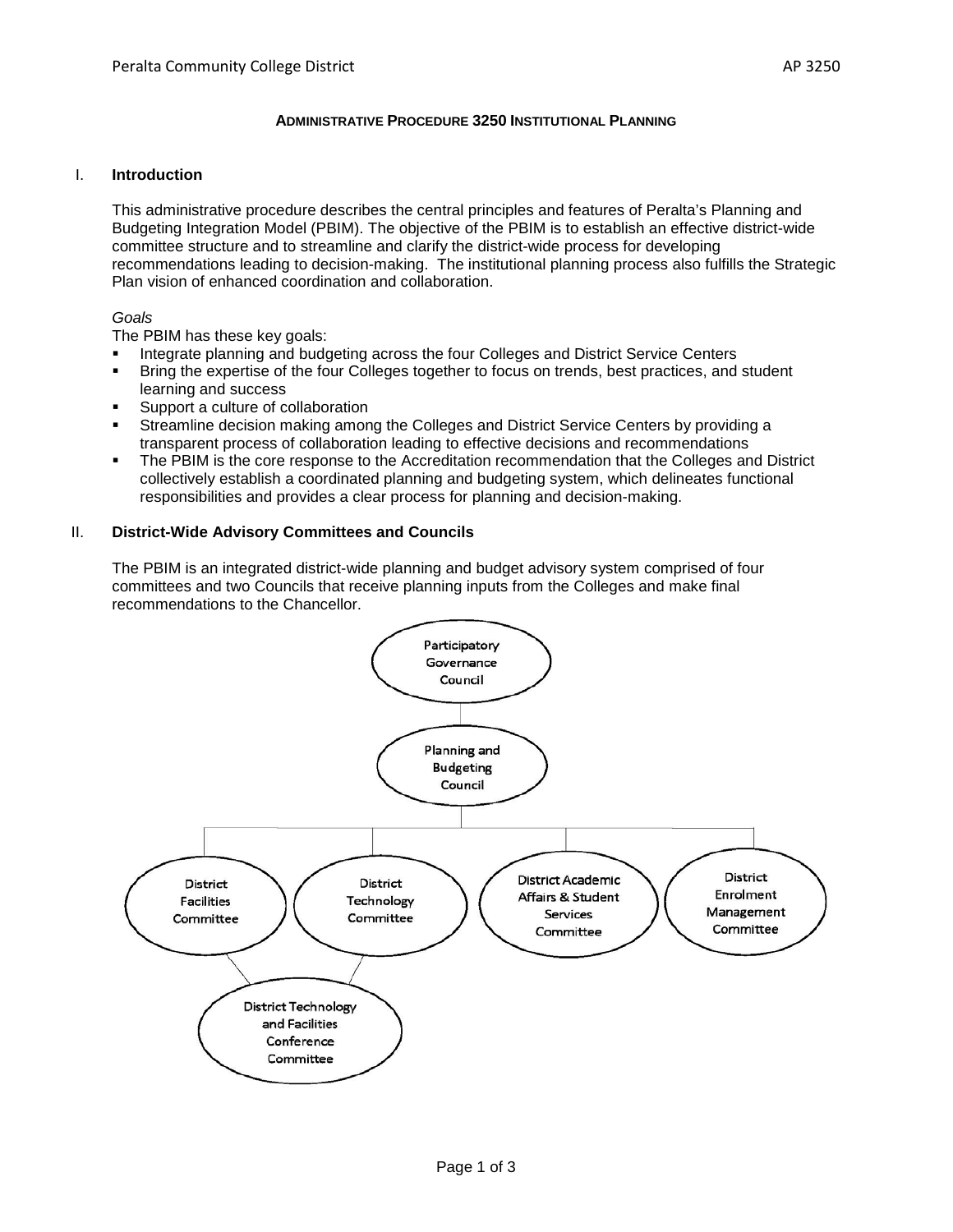# ADMINISTRATIVE PROCEDURE 3250 INSTITUTIONAL PLANNING

## I. Introduction

This administrative procedure describes the central principles and features of Peralta's Planning and Budgeting Integration Model (PBIM). The objective of the PBIM is to establish an effective district-wide committee structure and to streamline and clarify the district-wide process for developing recommendations leading to decision-making. The institutional planning process also fulfills the Strategic Plan vision of enhanced coordination and collaboration.

*Goals*

The PBIM has these key goals:

- Integrate planning and budgeting across the four Colleges and District Service Centers
- Bring the expertise of the four Colleges together to focus on trends, best practices, and student learning and success
- Support a culture of collaboration
- Streamline decision making among the Colleges and District Service Centers by providing a transparent process of collaboration leading to effective decisions and recommendations
- The PBIM is the core response to the Accreditation recommendation that the Colleges and District collectively establish a coordinated planning and budgeting system, which delineates functional responsibilities and provides a clear process for planning and decision-making.

## II. District-Wide Advisory Committees and Councils

The PBIM is an integrated district-wide planning and budget advisory system comprised of four committees and two Councils that receive planning inputs from the Colleges and make final recommendations to the Chancellor.

Participatory Governance Council

Planning and Budgeting Council

District Facilities Committee

District Technology Committee

District Academic Affairs & Student Services Committee

District Enrolment Management Committee

District Technology and Facilities Conference Committee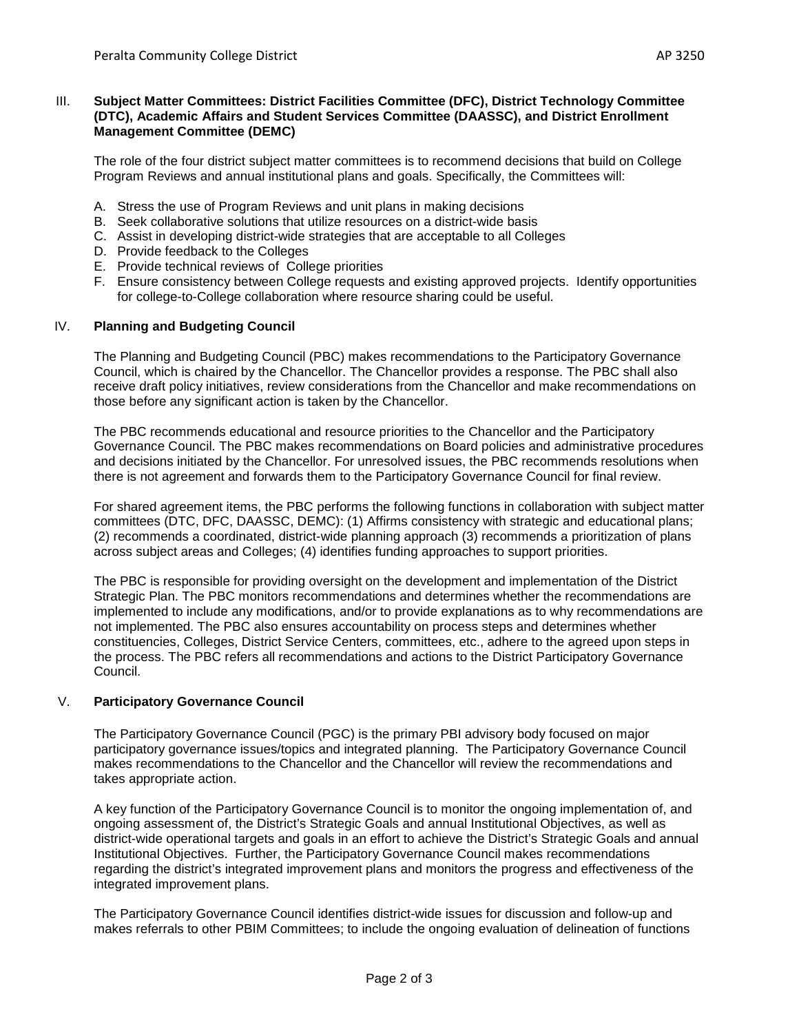## III. Subject Matter Committees: District Facilities Committee (DFC), District Technology Committee (DTC), Academic Affairs and Student Services Committee (DAASSC), and District Enrollment Management Committee (DEMC)

The role of the four district subject matter committees is to recommend decisions that build on College Program Reviews and annual institutional plans and goals. Specifically, the Committees will:

A. Stress the use of Program Reviews and unit plans in making decisions
B. Seek collaborative solutions that utilize resources on a district-wide basis
C. Assist in developing district-wide strategies that are acceptable to all Colleges
D. Provide feedback to the Colleges
E. Provide technical reviews of College priorities
F. Ensure consistency between College requests and existing approved projects. Identify opportunities for college-to-College collaboration where resource sharing could be useful.

## IV. Planning and Budgeting Council

The Planning and Budgeting Council (PBC) makes recommendations to the Participatory Governance Council, which is chaired by the Chancellor. The Chancellor provides a response. The PBC shall also receive draft policy initiatives, review considerations from the Chancellor and make recommendations on those before any significant action is taken by the Chancellor.

The PBC recommends educational and resource priorities to the Chancellor and the Participatory Governance Council. The PBC makes recommendations on Board policies and administrative procedures and decisions initiated by the Chancellor. For unresolved issues, the PBC recommends resolutions when there is not agreement and forwards them to the Participatory Governance Council for final review.

For shared agreement items, the PBC performs the following functions in collaboration with subject matter committees (DTC, DFC, DAASSC, DEMC): (1) Affirms consistency with strategic and educational plans; (2) recommends a coordinated, district-wide planning approach (3) recommends a prioritization of plans across subject areas and Colleges; (4) identifies funding approaches to support priorities.

The PBC is responsible for providing oversight on the development and implementation of the District Strategic Plan. The PBC monitors recommendations and determines whether the recommendations are implemented to include any modifications, and/or to provide explanations as to why recommendations are not implemented. The PBC also ensures accountability on process steps and determines whether constituencies, Colleges, District Service Centers, committees, etc., adhere to the agreed upon steps in the process. The PBC refers all recommendations and actions to the District Participatory Governance Council.

## V. Participatory Governance Council

The Participatory Governance Council (PGC) is the primary PBI advisory body focused on major participatory governance issues/topics and integrated planning. The Participatory Governance Council makes recommendations to the Chancellor and the Chancellor will review the recommendations and takes appropriate action.

A key function of the Participatory Governance Council is to monitor the ongoing implementation of, and ongoing assessment of, the District's Strategic Goals and annual Institutional Objectives, as well as district-wide operational targets and goals in an effort to achieve the District's Strategic Goals and annual Institutional Objectives. Further, the Participatory Governance Council makes recommendations regarding the district's integrated improvement plans and monitors the progress and effectiveness of the integrated improvement plans.

The Participatory Governance Council identifies district-wide issues for discussion and follow-up and makes referrals to other PBIM Committees; to include the ongoing evaluation of delineation of functions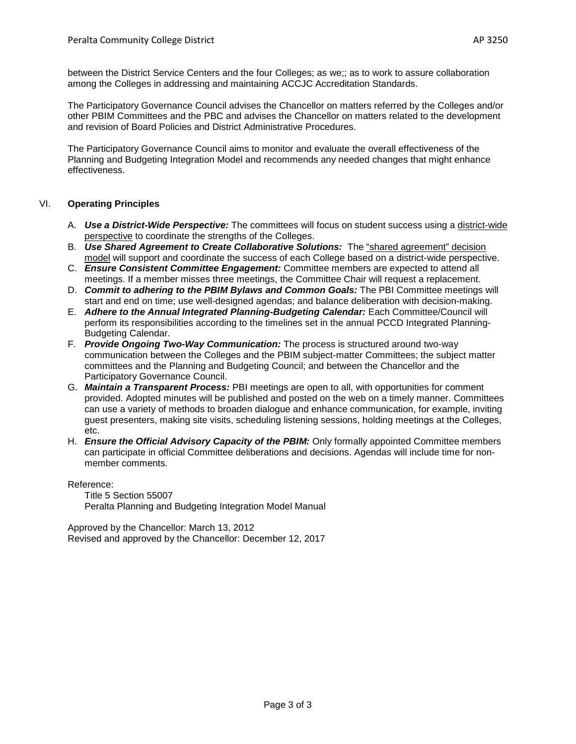between the District Service Centers and the four Colleges; as we;; as to work to assure collaboration among the Colleges in addressing and maintaining ACCJC Accreditation Standards.

The Participatory Governance Council advises the Chancellor on matters referred by the Colleges and/or other PBIM Committees and the PBC and advises the Chancellor on matters related to the development and revision of Board Policies and District Administrative Procedures.

The Participatory Governance Council aims to monitor and evaluate the overall effectiveness of the Planning and Budgeting Integration Model and recommends any needed changes that might enhance effectiveness.

## VI. Operating Principles

A. ***Use a District-Wide Perspective:*** The committees will focus on student success using a district-wide perspective to coordinate the strengths of the Colleges.
B. ***Use Shared Agreement to Create Collaborative Solutions:*** The "shared agreement" decision model will support and coordinate the success of each College based on a district-wide perspective.
C. ***Ensure Consistent Committee Engagement:*** Committee members are expected to attend all meetings. If a member misses three meetings, the Committee Chair will request a replacement.
D. ***Commit to adhering to the PBIM Bylaws and Common Goals:*** The PBI Committee meetings will start and end on time; use well-designed agendas; and balance deliberation with decision-making.
E. ***Adhere to the Annual Integrated Planning-Budgeting Calendar:*** Each Committee/Council will perform its responsibilities according to the timelines set in the annual PCCD Integrated Planning-Budgeting Calendar.
F. ***Provide Ongoing Two-Way Communication:*** The process is structured around two-way communication between the Colleges and the PBIM subject-matter Committees; the subject matter committees and the Planning and Budgeting Council; and between the Chancellor and the Participatory Governance Council.
G. ***Maintain a Transparent Process:*** PBI meetings are open to all, with opportunities for comment provided. Adopted minutes will be published and posted on the web on a timely manner. Committees can use a variety of methods to broaden dialogue and enhance communication, for example, inviting guest presenters, making site visits, scheduling listening sessions, holding meetings at the Colleges, etc.
H. ***Ensure the Official Advisory Capacity of the PBIM:*** Only formally appointed Committee members can participate in official Committee deliberations and decisions. Agendas will include time for non-member comments.

Reference:
Title 5 Section 55007
Peralta Planning and Budgeting Integration Model Manual

Approved by the Chancellor: March 13, 2012
Revised and approved by the Chancellor: December 12, 2017